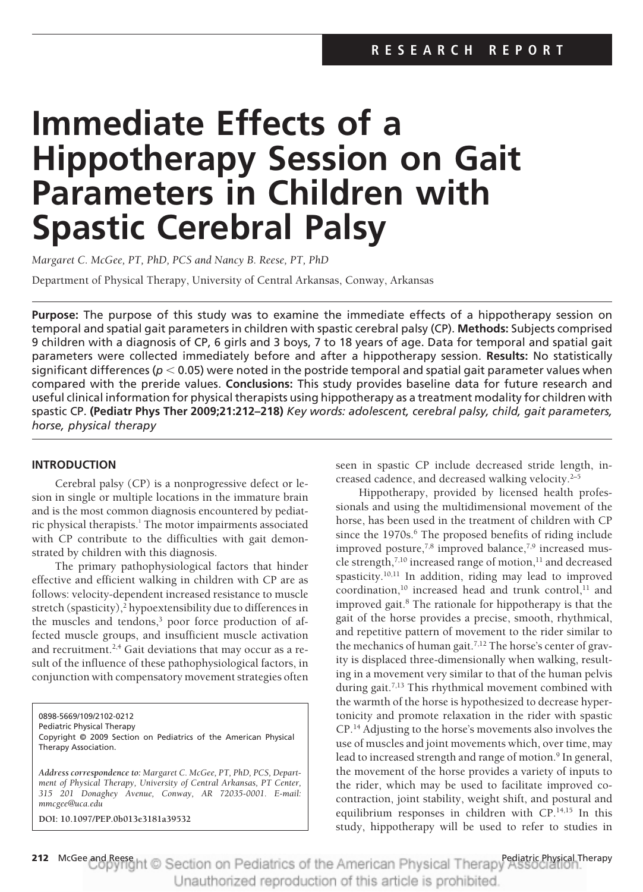RESEARCH REPORT

# Immediate Effects of a Hippotherapy Session on Gait Parameters in Children with Spastic Cerebral Palsy

*Margaret C. McGee, PT, PhD, PCS and Nancy B. Reese, PT, PhD*

Department of Physical Therapy, University of Central Arkansas, Conway, Arkansas

**Purpose:** The purpose of this study was to examine the immediate effects of a hippotherapy session on temporal and spatial gait parameters in children with spastic cerebral palsy (CP). **Methods:** Subjects comprised 9 children with a diagnosis of CP, 6 girls and 3 boys, 7 to 18 years of age. Data for temporal and spatial gait parameters were collected immediately before and after a hippotherapy session. **Results:** No statistically significant differences ($p < 0.05$) were noted in the postride temporal and spatial gait parameter values when compared with the preride values. **Conclusions:** This study provides baseline data for future research and useful clinical information for physical therapists using hippotherapy as a treatment modality for children with spastic CP. **(Pediatr Phys Ther 2009;21:212–218)** *Key words: adolescent, cerebral palsy, child, gait parameters, horse, physical therapy*

## INTRODUCTION

Cerebral palsy (CP) is a nonprogressive defect or lesion in single or multiple locations in the immature brain and is the most common diagnosis encountered by pediatric physical therapists.[1] The motor impairments associated with CP contribute to the difficulties with gait demonstrated by children with this diagnosis.

The primary pathophysiological factors that hinder effective and efficient walking in children with CP are as follows: velocity-dependent increased resistance to muscle stretch (spasticity),[2] hypoextensibility due to differences in the muscles and tendons,[3] poor force production of affected muscle groups, and insufficient muscle activation and recruitment.[2,4] Gait deviations that may occur as a result of the influence of these pathophysiological factors, in conjunction with compensatory movement strategies often seen in spastic CP include decreased stride length, increased cadence, and decreased walking velocity.[2–5]

Hippotherapy, provided by licensed health professionals and using the multidimensional movement of the horse, has been used in the treatment of children with CP since the 1970s.[6] The proposed benefits of riding include improved posture,[7,8] improved balance,[7,9] increased muscle strength,[7,10] increased range of motion,[11] and decreased spasticity.[10,11] In addition, riding may lead to improved coordination,[10] increased head and trunk control,[11] and improved gait.[8] The rationale for hippotherapy is that the gait of the horse provides a precise, smooth, rhythmical, and repetitive pattern of movement to the rider similar to the mechanics of human gait.[7,12] The horse's center of gravity is displaced three-dimensionally when walking, resulting in a movement very similar to that of the human pelvis during gait.[7,13] This rhythmical movement combined with the warmth of the horse is hypothesized to decrease hypertonicity and promote relaxation in the rider with spastic CP.[14] Adjusting to the horse's movements also involves the use of muscles and joint movements which, over time, may lead to increased strength and range of motion.[9] In general, the movement of the horse provides a variety of inputs to the rider, which may be used to facilitate improved co-contraction, joint stability, weight shift, and postural and equilibrium responses in children with CP.[14,15] In this study, hippotherapy will be used to refer to studies in

0898-5669/109/2102-0212
Pediatric Physical Therapy
Copyright © 2009 Section on Pediatrics of the American Physical Therapy Association.

*Address correspondence to: Margaret C. McGee, PT, PhD, PCS, Department of Physical Therapy, University of Central Arkansas, PT Center, 315 201 Donaghey Avenue, Conway, AR 72035-0001. E-mail: mmcgee@uca.edu*

**DOI: 10.1097/PEP.0b013e3181a39532**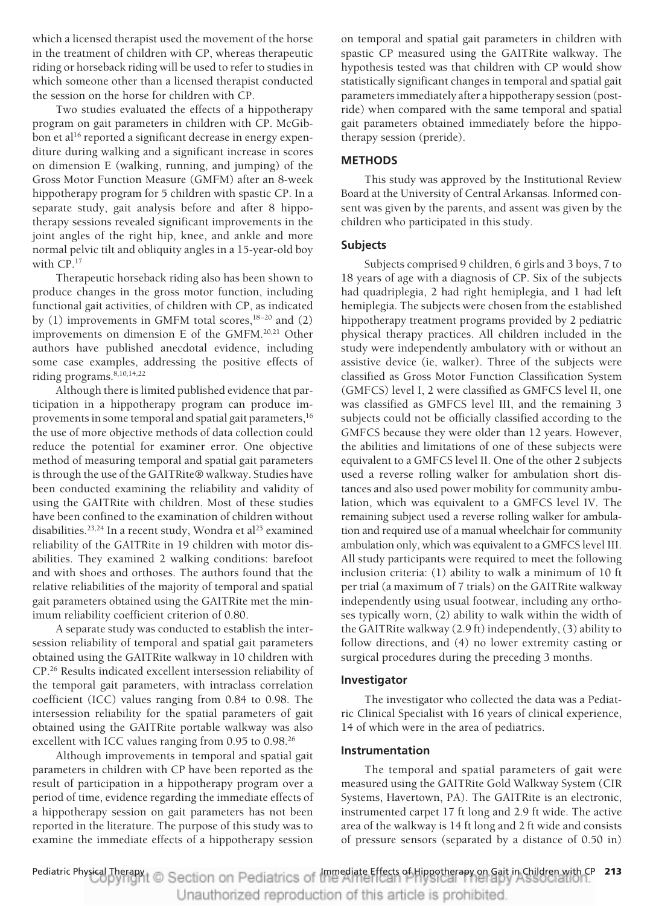which a licensed therapist used the movement of the horse in the treatment of children with CP, whereas therapeutic riding or horseback riding will be used to refer to studies in which someone other than a licensed therapist conducted the session on the horse for children with CP.

Two studies evaluated the effects of a hippotherapy program on gait parameters in children with CP. McGibbon et al[16] reported a significant decrease in energy expenditure during walking and a significant increase in scores on dimension E (walking, running, and jumping) of the Gross Motor Function Measure (GMFM) after an 8-week hippotherapy program for 5 children with spastic CP. In a separate study, gait analysis before and after 8 hippotherapy sessions revealed significant improvements in the joint angles of the right hip, knee, and ankle and more normal pelvic tilt and obliquity angles in a 15-year-old boy with CP.[17]

Therapeutic horseback riding also has been shown to produce changes in the gross motor function, including functional gait activities, of children with CP, as indicated by (1) improvements in GMFM total scores,[18–20] and (2) improvements on dimension E of the GMFM.[20,21] Other authors have published anecdotal evidence, including some case examples, addressing the positive effects of riding programs.[8,10,14,22]

Although there is limited published evidence that participation in a hippotherapy program can produce improvements in some temporal and spatial gait parameters,[16] the use of more objective methods of data collection could reduce the potential for examiner error. One objective method of measuring temporal and spatial gait parameters is through the use of the GAITRite® walkway. Studies have been conducted examining the reliability and validity of using the GAITRite with children. Most of these studies have been confined to the examination of children without disabilities.[23,24] In a recent study, Wondra et al[25] examined reliability of the GAITRite in 19 children with motor disabilities. They examined 2 walking conditions: barefoot and with shoes and orthoses. The authors found that the relative reliabilities of the majority of temporal and spatial gait parameters obtained using the GAITRite met the minimum reliability coefficient criterion of 0.80.

A separate study was conducted to establish the intersession reliability of temporal and spatial gait parameters obtained using the GAITRite walkway in 10 children with CP.[26] Results indicated excellent intersession reliability of the temporal gait parameters, with intraclass correlation coefficient (ICC) values ranging from 0.84 to 0.98. The intersession reliability for the spatial parameters of gait obtained using the GAITRite portable walkway was also excellent with ICC values ranging from 0.95 to 0.98.[26]

Although improvements in temporal and spatial gait parameters in children with CP have been reported as the result of participation in a hippotherapy program over a period of time, evidence regarding the immediate effects of a hippotherapy session on gait parameters has not been reported in the literature. The purpose of this study was to examine the immediate effects of a hippotherapy session on temporal and spatial gait parameters in children with spastic CP measured using the GAITRite walkway. The hypothesis tested was that children with CP would show statistically significant changes in temporal and spatial gait parameters immediately after a hippotherapy session (postride) when compared with the same temporal and spatial gait parameters obtained immediately before the hippotherapy session (preride).

## METHODS

This study was approved by the Institutional Review Board at the University of Central Arkansas. Informed consent was given by the parents, and assent was given by the children who participated in this study.

### Subjects

Subjects comprised 9 children, 6 girls and 3 boys, 7 to 18 years of age with a diagnosis of CP. Six of the subjects had quadriplegia, 2 had right hemiplegia, and 1 had left hemiplegia. The subjects were chosen from the established hippotherapy treatment programs provided by 2 pediatric physical therapy practices. All children included in the study were independently ambulatory with or without an assistive device (ie, walker). Three of the subjects were classified as Gross Motor Function Classification System (GMFCS) level I, 2 were classified as GMFCS level II, one was classified as GMFCS level III, and the remaining 3 subjects could not be officially classified according to the GMFCS because they were older than 12 years. However, the abilities and limitations of one of these subjects were equivalent to a GMFCS level II. One of the other 2 subjects used a reverse rolling walker for ambulation short distances and also used power mobility for community ambulation, which was equivalent to a GMFCS level IV. The remaining subject used a reverse rolling walker for ambulation and required use of a manual wheelchair for community ambulation only, which was equivalent to a GMFCS level III. All study participants were required to meet the following inclusion criteria: (1) ability to walk a minimum of 10 ft per trial (a maximum of 7 trials) on the GAITRite walkway independently using usual footwear, including any orthoses typically worn, (2) ability to walk within the width of the GAITRite walkway (2.9 ft) independently, (3) ability to follow directions, and (4) no lower extremity casting or surgical procedures during the preceding 3 months.

### Investigator

The investigator who collected the data was a Pediatric Clinical Specialist with 16 years of clinical experience, 14 of which were in the area of pediatrics.

### Instrumentation

The temporal and spatial parameters of gait were measured using the GAITRite Gold Walkway System (CIR Systems, Havertown, PA). The GAITRite is an electronic, instrumented carpet 17 ft long and 2.9 ft wide. The active area of the walkway is 14 ft long and 2 ft wide and consists of pressure sensors (separated by a distance of 0.50 in)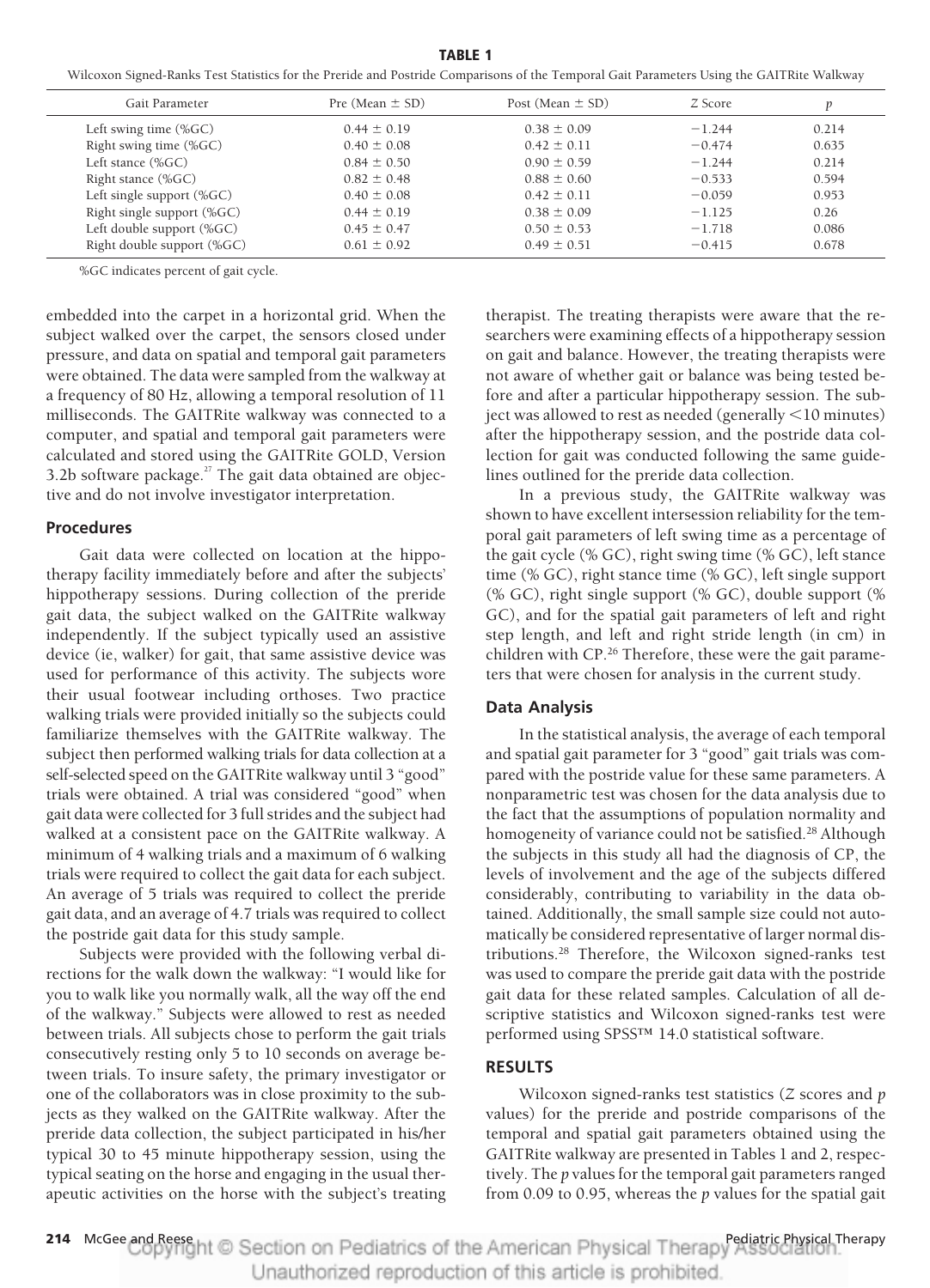**TABLE 1**

Wilcoxon Signed-Ranks Test Statistics for the Preride and Postride Comparisons of the Temporal Gait Parameters Using the GAITRite Walkway

| Gait Parameter | Pre (Mean ± SD) | Post (Mean ± SD) | *Z* Score | *p* |
|---|---|---|---|---|
| Left swing time (%GC) | 0.44 ± 0.19 | 0.38 ± 0.09 | −1.244 | 0.214 |
| Right swing time (%GC) | 0.40 ± 0.08 | 0.42 ± 0.11 | −0.474 | 0.635 |
| Left stance (%GC) | 0.84 ± 0.50 | 0.90 ± 0.59 | −1.244 | 0.214 |
| Right stance (%GC) | 0.82 ± 0.48 | 0.88 ± 0.60 | −0.533 | 0.594 |
| Left single support (%GC) | 0.40 ± 0.08 | 0.42 ± 0.11 | −0.059 | 0.953 |
| Right single support (%GC) | 0.44 ± 0.19 | 0.38 ± 0.09 | −1.125 | 0.26 |
| Left double support (%GC) | 0.45 ± 0.47 | 0.50 ± 0.53 | −1.718 | 0.086 |
| Right double support (%GC) | 0.61 ± 0.92 | 0.49 ± 0.51 | −0.415 | 0.678 |

%GC indicates percent of gait cycle.

embedded into the carpet in a horizontal grid. When the subject walked over the carpet, the sensors closed under pressure, and data on spatial and temporal gait parameters were obtained. The data were sampled from the walkway at a frequency of 80 Hz, allowing a temporal resolution of 11 milliseconds. The GAITRite walkway was connected to a computer, and spatial and temporal gait parameters were calculated and stored using the GAITRite GOLD, Version 3.2b software package.[27] The gait data obtained are objective and do not involve investigator interpretation.

### Procedures

Gait data were collected on location at the hippotherapy facility immediately before and after the subjects' hippotherapy sessions. During collection of the preride gait data, the subject walked on the GAITRite walkway independently. If the subject typically used an assistive device (ie, walker) for gait, that same assistive device was used for performance of this activity. The subjects wore their usual footwear including orthoses. Two practice walking trials were provided initially so the subjects could familiarize themselves with the GAITRite walkway. The subject then performed walking trials for data collection at a self-selected speed on the GAITRite walkway until 3 "good" trials were obtained. A trial was considered "good" when gait data were collected for 3 full strides and the subject had walked at a consistent pace on the GAITRite walkway. A minimum of 4 walking trials and a maximum of 6 walking trials were required to collect the gait data for each subject. An average of 5 trials was required to collect the preride gait data, and an average of 4.7 trials was required to collect the postride gait data for this study sample.

Subjects were provided with the following verbal directions for the walk down the walkway: "I would like for you to walk like you normally walk, all the way off the end of the walkway." Subjects were allowed to rest as needed between trials. All subjects chose to perform the gait trials consecutively resting only 5 to 10 seconds on average between trials. To insure safety, the primary investigator or one of the collaborators was in close proximity to the subjects as they walked on the GAITRite walkway. After the preride data collection, the subject participated in his/her typical 30 to 45 minute hippotherapy session, using the typical seating on the horse and engaging in the usual therapeutic activities on the horse with the subject's treating therapist. The treating therapists were aware that the researchers were examining effects of a hippotherapy session on gait and balance. However, the treating therapists were not aware of whether gait or balance was being tested before and after a particular hippotherapy session. The subject was allowed to rest as needed (generally <10 minutes) after the hippotherapy session, and the postride data collection for gait was conducted following the same guidelines outlined for the preride data collection.

In a previous study, the GAITRite walkway was shown to have excellent intersession reliability for the temporal gait parameters of left swing time as a percentage of the gait cycle (% GC), right swing time (% GC), left stance time (% GC), right stance time (% GC), left single support (% GC), right single support (% GC), double support (% GC), and for the spatial gait parameters of left and right step length, and left and right stride length (in cm) in children with CP.[26] Therefore, these were the gait parameters that were chosen for analysis in the current study.

### Data Analysis

In the statistical analysis, the average of each temporal and spatial gait parameter for 3 "good" gait trials was compared with the postride value for these same parameters. A nonparametric test was chosen for the data analysis due to the fact that the assumptions of population normality and homogeneity of variance could not be satisfied.[28] Although the subjects in this study all had the diagnosis of CP, the levels of involvement and the age of the subjects differed considerably, contributing to variability in the data obtained. Additionally, the small sample size could not automatically be considered representative of larger normal distributions.[28] Therefore, the Wilcoxon signed-ranks test was used to compare the preride gait data with the postride gait data for these related samples. Calculation of all descriptive statistics and Wilcoxon signed-ranks test were performed using SPSS™ 14.0 statistical software.

## RESULTS

Wilcoxon signed-ranks test statistics (*Z* scores and *p* values) for the preride and postride comparisons of the temporal and spatial gait parameters obtained using the GAITRite walkway are presented in Tables 1 and 2, respectively. The *p* values for the temporal gait parameters ranged from 0.09 to 0.95, whereas the *p* values for the spatial gait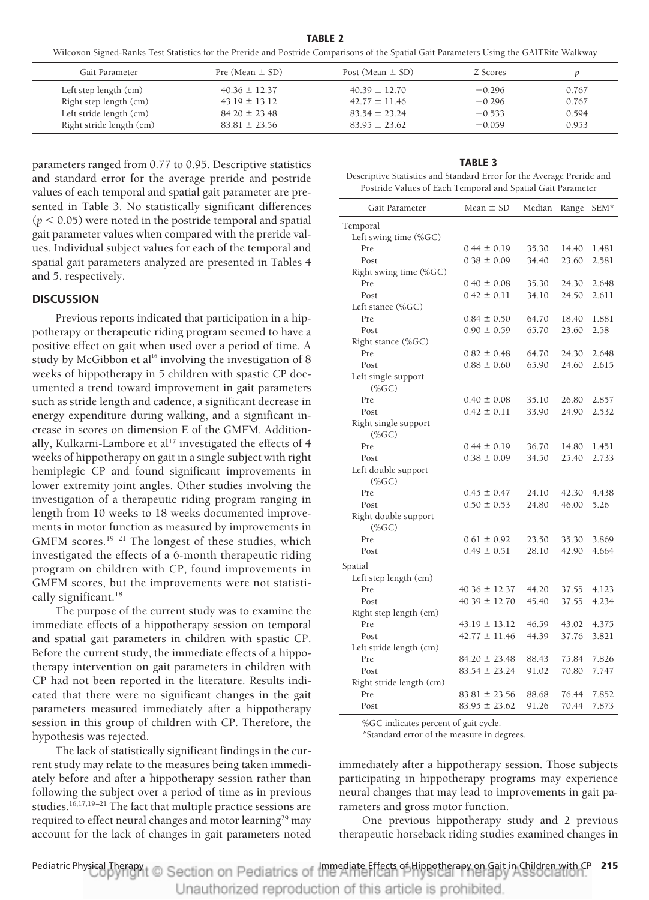**TABLE 2**

Wilcoxon Signed-Ranks Test Statistics for the Preride and Postride Comparisons of the Spatial Gait Parameters Using the GAITRite Walkway

| Gait Parameter | Pre (Mean ± SD) | Post (Mean ± SD) | Z Scores | p |
|---|---|---|---|---|
| Left step length (cm) | 40.36 ± 12.37 | 40.39 ± 12.70 | −0.296 | 0.767 |
| Right step length (cm) | 43.19 ± 13.12 | 42.77 ± 11.46 | −0.296 | 0.767 |
| Left stride length (cm) | 84.20 ± 23.48 | 83.54 ± 23.24 | −0.533 | 0.594 |
| Right stride length (cm) | 83.81 ± 23.56 | 83.95 ± 23.62 | −0.059 | 0.953 |

parameters ranged from 0.77 to 0.95. Descriptive statistics and standard error for the average preride and postride values of each temporal and spatial gait parameter are presented in Table 3. No statistically significant differences ($p < 0.05$) were noted in the postride temporal and spatial gait parameter values when compared with the preride values. Individual subject values for each of the temporal and spatial gait parameters analyzed are presented in Tables 4 and 5, respectively.

## DISCUSSION

Previous reports indicated that participation in a hippotherapy or therapeutic riding program seemed to have a positive effect on gait when used over a period of time. A study by McGibbon et al[16] involving the investigation of 8 weeks of hippotherapy in 5 children with spastic CP documented a trend toward improvement in gait parameters such as stride length and cadence, a significant decrease in energy expenditure during walking, and a significant increase in scores on dimension E of the GMFM. Additionally, Kulkarni-Lambore et al[17] investigated the effects of 4 weeks of hippotherapy on gait in a single subject with right hemiplegic CP and found significant improvements in lower extremity joint angles. Other studies involving the investigation of a therapeutic riding program ranging in length from 10 weeks to 18 weeks documented improvements in motor function as measured by improvements in GMFM scores.[19–21] The longest of these studies, which investigated the effects of a 6-month therapeutic riding program on children with CP, found improvements in GMFM scores, but the improvements were not statistically significant.[18]

The purpose of the current study was to examine the immediate effects of a hippotherapy session on temporal and spatial gait parameters in children with spastic CP. Before the current study, the immediate effects of a hippotherapy intervention on gait parameters in children with CP had not been reported in the literature. Results indicated that there were no significant changes in the gait parameters measured immediately after a hippotherapy session in this group of children with CP. Therefore, the hypothesis was rejected.

The lack of statistically significant findings in the current study may relate to the measures being taken immediately before and after a hippotherapy session rather than following the subject over a period of time as in previous studies.[16,17,19–21] The fact that multiple practice sessions are required to effect neural changes and motor learning[29] may account for the lack of changes in gait parameters noted immediately after a hippotherapy session. Those subjects participating in hippotherapy programs may experience neural changes that may lead to improvements in gait parameters and gross motor function.

One previous hippotherapy study and 2 previous therapeutic horseback riding studies examined changes in

**TABLE 3**

Descriptive Statistics and Standard Error for the Average Preride and Postride Values of Each Temporal and Spatial Gait Parameter

| Gait Parameter | Mean ± SD | Median | Range | SEM* |
|---|---|---|---|---|
| Temporal | | | | |
| Left swing time (%GC) | | | | |
| Pre | 0.44 ± 0.19 | 35.30 | 14.40 | 1.481 |
| Post | 0.38 ± 0.09 | 34.40 | 23.60 | 2.581 |
| Right swing time (%GC) | | | | |
| Pre | 0.40 ± 0.08 | 35.30 | 24.30 | 2.648 |
| Post | 0.42 ± 0.11 | 34.10 | 24.50 | 2.611 |
| Left stance (%GC) | | | | |
| Pre | 0.84 ± 0.50 | 64.70 | 18.40 | 1.881 |
| Post | 0.90 ± 0.59 | 65.70 | 23.60 | 2.58 |
| Right stance (%GC) | | | | |
| Pre | 0.82 ± 0.48 | 64.70 | 24.30 | 2.648 |
| Post | 0.88 ± 0.60 | 65.90 | 24.60 | 2.615 |
| Left single support (%GC) | | | | |
| Pre | 0.40 ± 0.08 | 35.10 | 26.80 | 2.857 |
| Post | 0.42 ± 0.11 | 33.90 | 24.90 | 2.532 |
| Right single support (%GC) | | | | |
| Pre | 0.44 ± 0.19 | 36.70 | 14.80 | 1.451 |
| Post | 0.38 ± 0.09 | 34.50 | 25.40 | 2.733 |
| Left double support (%GC) | | | | |
| Pre | 0.45 ± 0.47 | 24.10 | 42.30 | 4.438 |
| Post | 0.50 ± 0.53 | 24.80 | 46.00 | 5.26 |
| Right double support (%GC) | | | | |
| Pre | 0.61 ± 0.92 | 23.50 | 35.30 | 3.869 |
| Post | 0.49 ± 0.51 | 28.10 | 42.90 | 4.664 |
| Spatial | | | | |
| Left step length (cm) | | | | |
| Pre | 40.36 ± 12.37 | 44.20 | 37.55 | 4.123 |
| Post | 40.39 ± 12.70 | 45.40 | 37.55 | 4.234 |
| Right step length (cm) | | | | |
| Pre | 43.19 ± 13.12 | 46.59 | 43.02 | 4.375 |
| Post | 42.77 ± 11.46 | 44.39 | 37.76 | 3.821 |
| Left stride length (cm) | | | | |
| Pre | 84.20 ± 23.48 | 88.43 | 75.84 | 7.826 |
| Post | 83.54 ± 23.24 | 91.02 | 70.80 | 7.747 |
| Right stride length (cm) | | | | |
| Pre | 83.81 ± 23.56 | 88.68 | 76.44 | 7.852 |
| Post | 83.95 ± 23.62 | 91.26 | 70.44 | 7.873 |

%GC indicates percent of gait cycle.

*Standard error of the measure in degrees.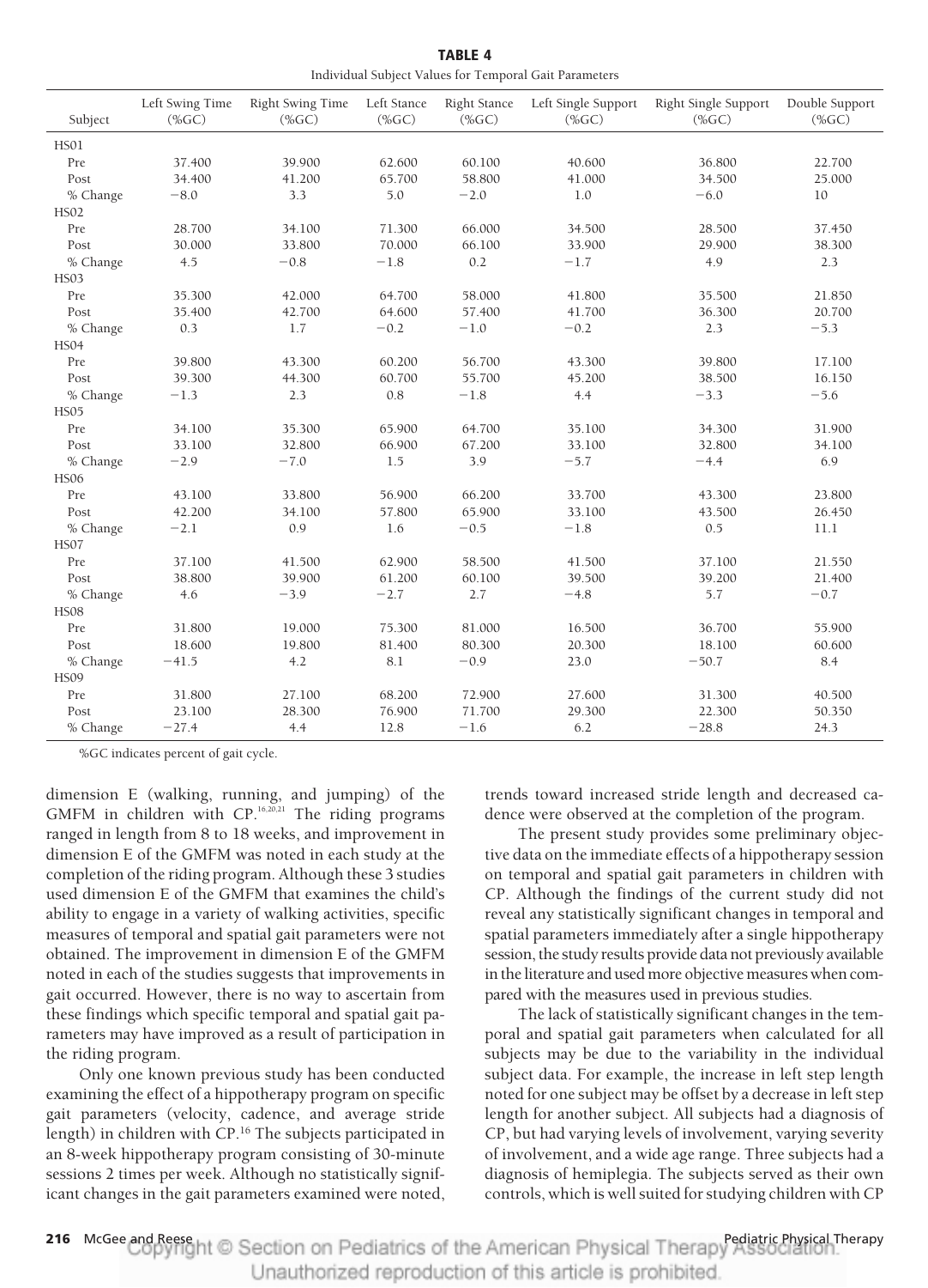**TABLE 4**

Individual Subject Values for Temporal Gait Parameters

| Subject | Left Swing Time (%GC) | Right Swing Time (%GC) | Left Stance (%GC) | Right Stance (%GC) | Left Single Support (%GC) | Right Single Support (%GC) | Double Support (%GC) |
|---|---|---|---|---|---|---|---|
| HS01 | | | | | | | |
| Pre | 37.400 | 39.900 | 62.600 | 60.100 | 40.600 | 36.800 | 22.700 |
| Post | 34.400 | 41.200 | 65.700 | 58.800 | 41.000 | 34.500 | 25.000 |
| % Change | −8.0 | 3.3 | 5.0 | −2.0 | 1.0 | −6.0 | 10 |
| HS02 | | | | | | | |
| Pre | 28.700 | 34.100 | 71.300 | 66.000 | 34.500 | 28.500 | 37.450 |
| Post | 30.000 | 33.800 | 70.000 | 66.100 | 33.900 | 29.900 | 38.300 |
| % Change | 4.5 | −0.8 | −1.8 | 0.2 | −1.7 | 4.9 | 2.3 |
| HS03 | | | | | | | |
| Pre | 35.300 | 42.000 | 64.700 | 58.000 | 41.800 | 35.500 | 21.850 |
| Post | 35.400 | 42.700 | 64.600 | 57.400 | 41.700 | 36.300 | 20.700 |
| % Change | 0.3 | 1.7 | −0.2 | −1.0 | −0.2 | 2.3 | −5.3 |
| HS04 | | | | | | | |
| Pre | 39.800 | 43.300 | 60.200 | 56.700 | 43.300 | 39.800 | 17.100 |
| Post | 39.300 | 44.300 | 60.700 | 55.700 | 45.200 | 38.500 | 16.150 |
| % Change | −1.3 | 2.3 | 0.8 | −1.8 | 4.4 | −3.3 | −5.6 |
| HS05 | | | | | | | |
| Pre | 34.100 | 35.300 | 65.900 | 64.700 | 35.100 | 34.300 | 31.900 |
| Post | 33.100 | 32.800 | 66.900 | 67.200 | 33.100 | 32.800 | 34.100 |
| % Change | −2.9 | −7.0 | 1.5 | 3.9 | −5.7 | −4.4 | 6.9 |
| HS06 | | | | | | | |
| Pre | 43.100 | 33.800 | 56.900 | 66.200 | 33.700 | 43.300 | 23.800 |
| Post | 42.200 | 34.100 | 57.800 | 65.900 | 33.100 | 43.500 | 26.450 |
| % Change | −2.1 | 0.9 | 1.6 | −0.5 | −1.8 | 0.5 | 11.1 |
| HS07 | | | | | | | |
| Pre | 37.100 | 41.500 | 62.900 | 58.500 | 41.500 | 37.100 | 21.550 |
| Post | 38.800 | 39.900 | 61.200 | 60.100 | 39.500 | 39.200 | 21.400 |
| % Change | 4.6 | −3.9 | −2.7 | 2.7 | −4.8 | 5.7 | −0.7 |
| HS08 | | | | | | | |
| Pre | 31.800 | 19.000 | 75.300 | 81.000 | 16.500 | 36.700 | 55.900 |
| Post | 18.600 | 19.800 | 81.400 | 80.300 | 20.300 | 18.100 | 60.600 |
| % Change | −41.5 | 4.2 | 8.1 | −0.9 | 23.0 | −50.7 | 8.4 |
| HS09 | | | | | | | |
| Pre | 31.800 | 27.100 | 68.200 | 72.900 | 27.600 | 31.300 | 40.500 |
| Post | 23.100 | 28.300 | 76.900 | 71.700 | 29.300 | 22.300 | 50.350 |
| % Change | −27.4 | 4.4 | 12.8 | −1.6 | 6.2 | −28.8 | 24.3 |

%GC indicates percent of gait cycle.

dimension E (walking, running, and jumping) of the GMFM in children with CP.[16,20,21] The riding programs ranged in length from 8 to 18 weeks, and improvement in dimension E of the GMFM was noted in each study at the completion of the riding program. Although these 3 studies used dimension E of the GMFM that examines the child's ability to engage in a variety of walking activities, specific measures of temporal and spatial gait parameters were not obtained. The improvement in dimension E of the GMFM noted in each of the studies suggests that improvements in gait occurred. However, there is no way to ascertain from these findings which specific temporal and spatial gait parameters may have improved as a result of participation in the riding program.

Only one known previous study has been conducted examining the effect of a hippotherapy program on specific gait parameters (velocity, cadence, and average stride length) in children with CP.[16] The subjects participated in an 8-week hippotherapy program consisting of 30-minute sessions 2 times per week. Although no statistically significant changes in the gait parameters examined were noted, trends toward increased stride length and decreased cadence were observed at the completion of the program.

The present study provides some preliminary objective data on the immediate effects of a hippotherapy session on temporal and spatial gait parameters in children with CP. Although the findings of the current study did not reveal any statistically significant changes in temporal and spatial parameters immediately after a single hippotherapy session, the study results provide data not previously available in the literature and used more objective measures when compared with the measures used in previous studies.

The lack of statistically significant changes in the temporal and spatial gait parameters when calculated for all subjects may be due to the variability in the individual subject data. For example, the increase in left step length noted for one subject may be offset by a decrease in left step length for another subject. All subjects had a diagnosis of CP, but had varying levels of involvement, varying severity of involvement, and a wide age range. Three subjects had a diagnosis of hemiplegia. The subjects served as their own controls, which is well suited for studying children with CP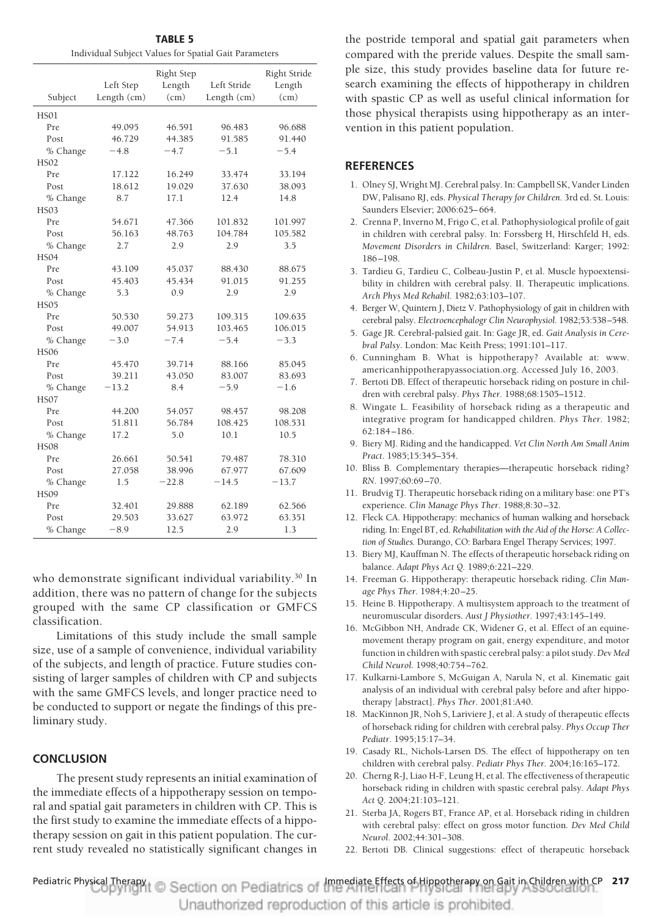**TABLE 5**

Individual Subject Values for Spatial Gait Parameters

| Subject | Left Step Length (cm) | Right Step Length (cm) | Left Stride Length (cm) | Right Stride Length (cm) |
|---|---|---|---|---|
| HS01 | | | | |
| Pre | 49.095 | 46.591 | 96.483 | 96.688 |
| Post | 46.729 | 44.385 | 91.585 | 91.440 |
| % Change | −4.8 | −4.7 | −5.1 | −5.4 |
| HS02 | | | | |
| Pre | 17.122 | 16.249 | 33.474 | 33.194 |
| Post | 18.612 | 19.029 | 37.630 | 38.093 |
| % Change | 8.7 | 17.1 | 12.4 | 14.8 |
| HS03 | | | | |
| Pre | 54.671 | 47.366 | 101.832 | 101.997 |
| Post | 56.163 | 48.763 | 104.784 | 105.582 |
| % Change | 2.7 | 2.9 | 2.9 | 3.5 |
| HS04 | | | | |
| Pre | 43.109 | 45.037 | 88.430 | 88.675 |
| Post | 45.403 | 45.434 | 91.015 | 91.255 |
| % Change | 5.3 | 0.9 | 2.9 | 2.9 |
| HS05 | | | | |
| Pre | 50.530 | 59.273 | 109.315 | 109.635 |
| Post | 49.007 | 54.913 | 103.465 | 106.015 |
| % Change | −3.0 | −7.4 | −5.4 | −3.3 |
| HS06 | | | | |
| Pre | 45.470 | 39.714 | 88.166 | 85.045 |
| Post | 39.211 | 43.050 | 83.007 | 83.693 |
| % Change | −13.2 | 8.4 | −5.9 | −1.6 |
| HS07 | | | | |
| Pre | 44.200 | 54.057 | 98.457 | 98.208 |
| Post | 51.811 | 56.784 | 108.425 | 108.531 |
| % Change | 17.2 | 5.0 | 10.1 | 10.5 |
| HS08 | | | | |
| Pre | 26.661 | 50.541 | 79.487 | 78.310 |
| Post | 27.058 | 38.996 | 67.977 | 67.609 |
| % Change | 1.5 | −22.8 | −14.5 | −13.7 |
| HS09 | | | | |
| Pre | 32.401 | 29.888 | 62.189 | 62.566 |
| Post | 29.503 | 33.627 | 63.972 | 63.351 |
| % Change | −8.9 | 12.5 | 2.9 | 1.3 |

who demonstrate significant individual variability.[30] In addition, there was no pattern of change for the subjects grouped with the same CP classification or GMFCS classification.

Limitations of this study include the small sample size, use of a sample of convenience, individual variability of the subjects, and length of practice. Future studies consisting of larger samples of children with CP and subjects with the same GMFCS levels, and longer practice need to be conducted to support or negate the findings of this preliminary study.

## CONCLUSION

The present study represents an initial examination of the immediate effects of a hippotherapy session on temporal and spatial gait parameters in children with CP. This is the first study to examine the immediate effects of a hippotherapy session on gait in this patient population. The current study revealed no statistically significant changes in the postride temporal and spatial gait parameters when compared with the preride values. Despite the small sample size, this study provides baseline data for future research examining the effects of hippotherapy in children with spastic CP as well as useful clinical information for those physical therapists using hippotherapy as an intervention in this patient population.

## REFERENCES

1. Olney SJ, Wright MJ. Cerebral palsy. In: Campbell SK, Vander Linden DW, Palisano RJ, eds. *Physical Therapy for Children*. 3rd ed. St. Louis: Saunders Elsevier; 2006:625–664.
2. Crenna P, Inverno M, Frigo C, et al. Pathophysiological profile of gait in children with cerebral palsy. In: Forssberg H, Hirschfeld H, eds. *Movement Disorders in Children*. Basel, Switzerland: Karger; 1992: 186–198.
3. Tardieu G, Tardieu C, Colbeau-Justin P, et al. Muscle hypoextensibility in children with cerebral palsy. II. Therapeutic implications. *Arch Phys Med Rehabil*. 1982;63:103–107.
4. Berger W, Quintern J, Dietz V. Pathophysiology of gait in children with cerebral palsy. *Electroencephalogr Clin Neurophysiol*. 1982;53:538–548.
5. Gage JR. Cerebral-palsied gait. In: Gage JR, ed. *Gait Analysis in Cerebral Palsy*. London: Mac Keith Press; 1991:101–117.
6. Cunningham B. What is hippotherapy? Available at: www.americanhippotherapyassociation.org. Accessed July 16, 2003.
7. Bertoti DB. Effect of therapeutic horseback riding on posture in children with cerebral palsy. *Phys Ther*. 1988;68:1505–1512.
8. Wingate L. Feasibility of horseback riding as a therapeutic and integrative program for handicapped children. *Phys Ther*. 1982; 62:184–186.
9. Biery MJ. Riding and the handicapped. *Vet Clin North Am Small Anim Pract*. 1985;15:345–354.
10. Bliss B. Complementary therapies—therapeutic horseback riding? *RN*. 1997;60:69–70.
11. Brudvig TJ. Therapeutic horseback riding on a military base: one PT's experience. *Clin Manage Phys Ther*. 1988;8:30–32.
12. Fleck CA. Hippotherapy: mechanics of human walking and horseback riding. In: Engel BT, ed. *Rehabilitation with the Aid of the Horse: A Collection of Studies*. Durango, CO: Barbara Engel Therapy Services; 1997.
13. Biery MJ, Kauffman N. The effects of therapeutic horseback riding on balance. *Adapt Phys Act Q*. 1989;6:221–229.
14. Freeman G. Hippotherapy: therapeutic horseback riding. *Clin Manage Phys Ther*. 1984;4:20–25.
15. Heine B. Hippotherapy. A multisystem approach to the treatment of neuromuscular disorders. *Aust J Physiother*. 1997;43:145–149.
16. McGibbon NH, Andrade CK, Widener G, et al. Effect of an equine-movement therapy program on gait, energy expenditure, and motor function in children with spastic cerebral palsy: a pilot study. *Dev Med Child Neurol*. 1998;40:754–762.
17. Kulkarni-Lambore S, McGuigan A, Narula N, et al. Kinematic gait analysis of an individual with cerebral palsy before and after hippotherapy [abstract]. *Phys Ther*. 2001;81:A40.
18. MacKinnon JR, Noh S, Lariviere J, et al. A study of therapeutic effects of horseback riding for children with cerebral palsy. *Phys Occup Ther Pediatr*. 1995;15:17–34.
19. Casady RL, Nichols-Larsen DS. The effect of hippotherapy on ten children with cerebral palsy. *Pediatr Phys Ther*. 2004;16:165–172.
20. Cherng R-J, Liao H-F, Leung H, et al. The effectiveness of therapeutic horseback riding in children with spastic cerebral palsy. *Adapt Phys Act Q*. 2004;21:103–121.
21. Sterba JA, Rogers BT, France AP, et al. Horseback riding in children with cerebral palsy: effect on gross motor function. *Dev Med Child Neurol*. 2002;44:301–308.
22. Bertoti DB. Clinical suggestions: effect of therapeutic horseback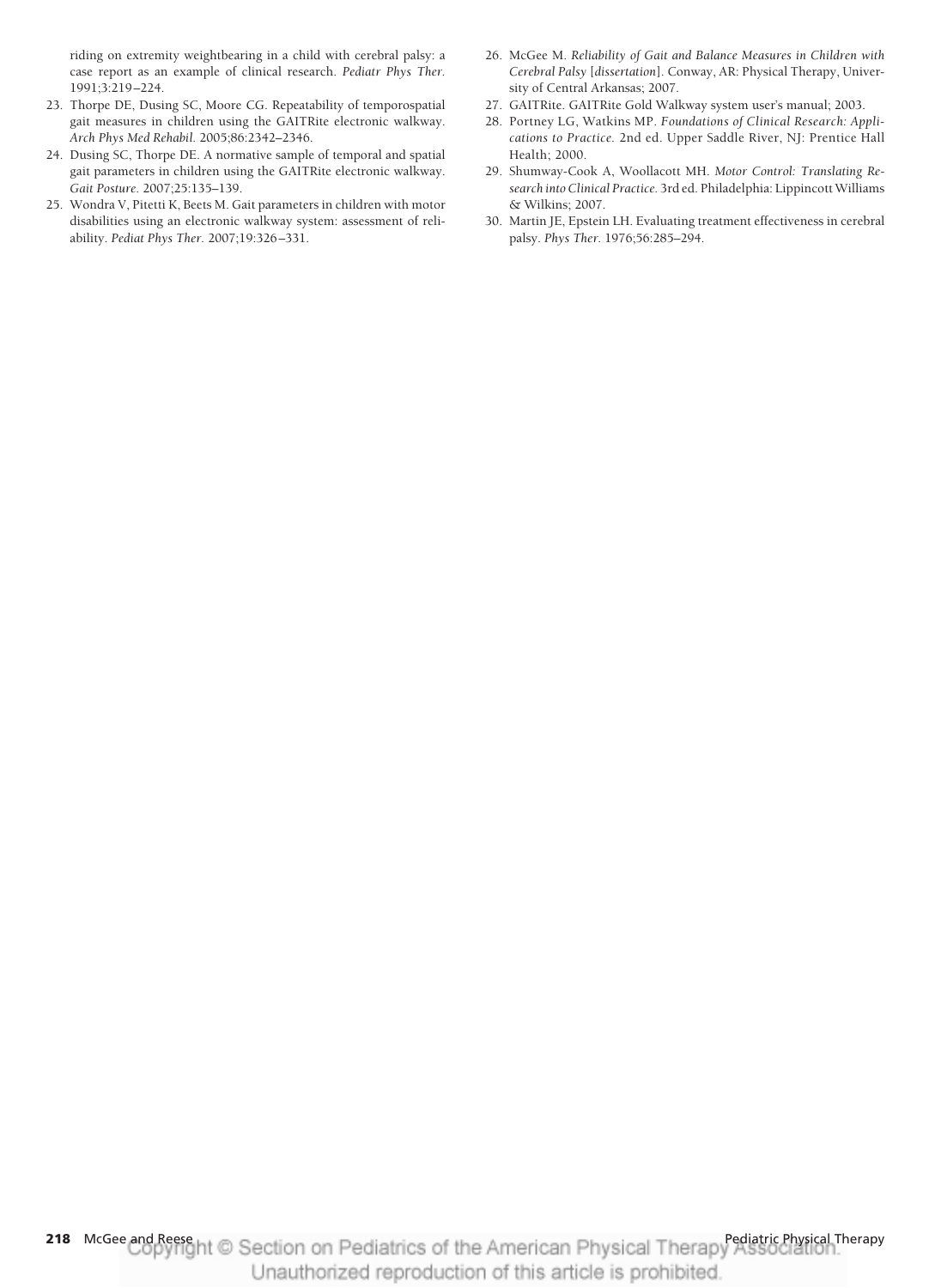riding on extremity weightbearing in a child with cerebral palsy: a case report as an example of clinical research. *Pediatr Phys Ther.* 1991;3:219–224.

23. Thorpe DE, Dusing SC, Moore CG. Repeatability of temporospatial gait measures in children using the GAITRite electronic walkway. *Arch Phys Med Rehabil.* 2005;86:2342–2346.
24. Dusing SC, Thorpe DE. A normative sample of temporal and spatial gait parameters in children using the GAITRite electronic walkway. *Gait Posture.* 2007;25:135–139.
25. Wondra V, Pitetti K, Beets M. Gait parameters in children with motor disabilities using an electronic walkway system: assessment of reliability. *Pediat Phys Ther.* 2007;19:326–331.
26. McGee M. *Reliability of Gait and Balance Measures in Children with Cerebral Palsy* [*dissertation*]. Conway, AR: Physical Therapy, University of Central Arkansas; 2007.
27. GAITRite. GAITRite Gold Walkway system user's manual; 2003.
28. Portney LG, Watkins MP. *Foundations of Clinical Research: Applications to Practice.* 2nd ed. Upper Saddle River, NJ: Prentice Hall Health; 2000.
29. Shumway-Cook A, Woollacott MH. *Motor Control: Translating Research into Clinical Practice.* 3rd ed. Philadelphia: Lippincott Williams & Wilkins; 2007.
30. Martin JE, Epstein LH. Evaluating treatment effectiveness in cerebral palsy. *Phys Ther.* 1976;56:285–294.

Copyright © Section on Pediatrics of the American Physical Therapy Association. Unauthorized reproduction of this article is prohibited.